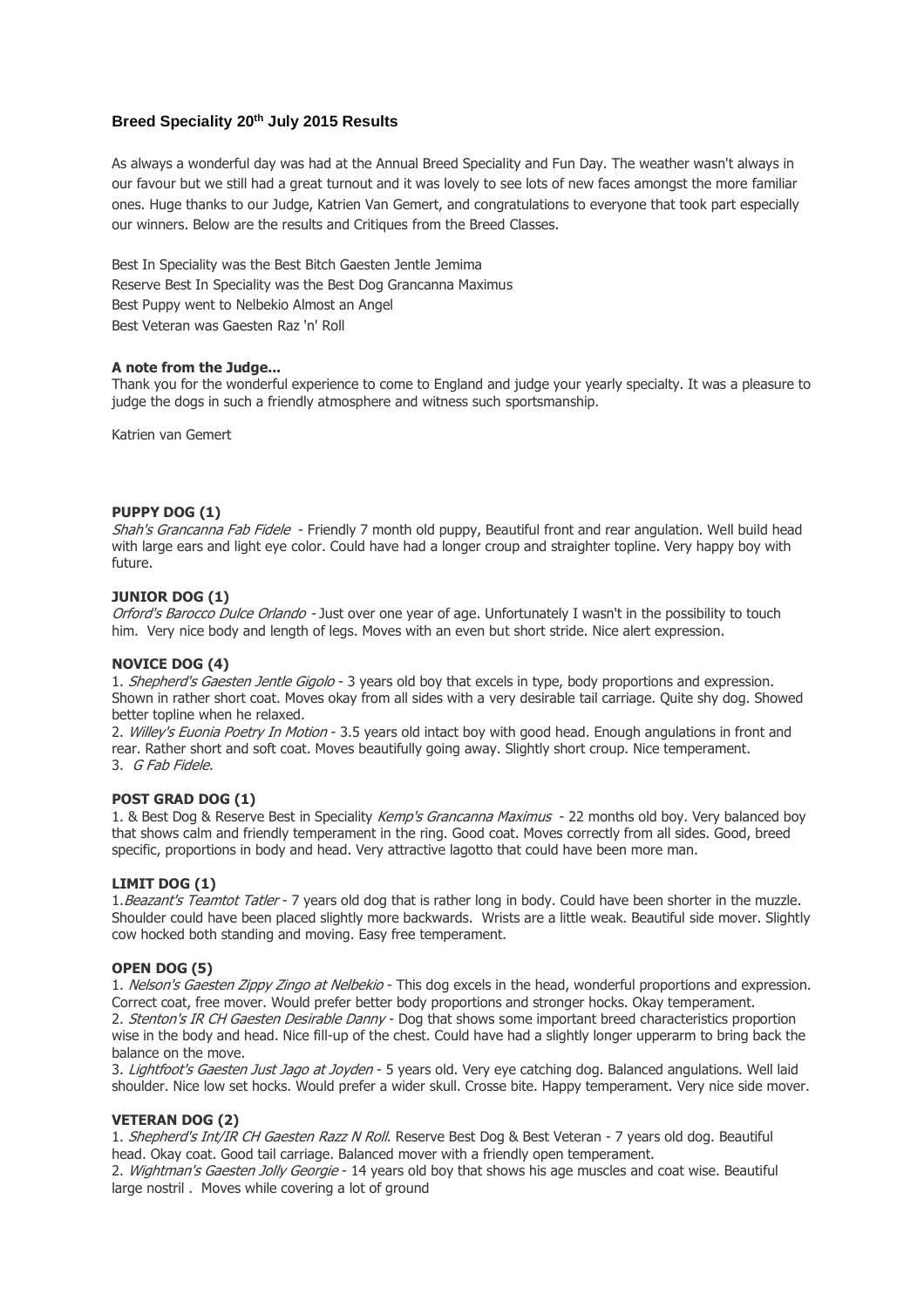## Breed Speciality 20th July 2015 Results

As always a wonderful day was had at the Annual Breed Speciality and Fun Day. The weather wasn't always in our favour but we still had a great turnout and it was lovely to see lots of new faces amongst the more familiar ones. Huge thanks to our Judge, Katrien Van Gemert, and congratulations to everyone that took part especially our winners. Below are the results and Critiques from the Breed Classes.

Best In Speciality was the Best Bitch Gaesten Jentle Jemima
Reserve Best In Speciality was the Best Dog Grancanna Maximus
Best Puppy went to Nelbekio Almost an Angel
Best Veteran was Gaesten Raz 'n' Roll

**A note from the Judge...**
Thank you for the wonderful experience to come to England and judge your yearly specialty. It was a pleasure to judge the dogs in such a friendly atmosphere and witness such sportsmanship.

Katrien van Gemert

**PUPPY DOG (1)**
*Shah's Grancanna Fab Fidele* - Friendly 7 month old puppy, Beautiful front and rear angulation. Well build head with large ears and light eye color. Could have had a longer croup and straighter topline. Very happy boy with future.

**JUNIOR DOG (1)**
*Orford's Barocco Dulce Orlando* - Just over one year of age. Unfortunately I wasn't in the possibility to touch him. Very nice body and length of legs. Moves with an even but short stride. Nice alert expression.

**NOVICE DOG (4)**
1. *Shepherd's Gaesten Jentle Gigolo* - 3 years old boy that excels in type, body proportions and expression. Shown in rather short coat. Moves okay from all sides with a very desirable tail carriage. Quite shy dog. Showed better topline when he relaxed.
2. *Willey's Euonia Poetry In Motion* - 3.5 years old intact boy with good head. Enough angulations in front and rear. Rather short and soft coat. Moves beautifully going away. Slightly short croup. Nice temperament.
3. *G Fab Fidele.*

**POST GRAD DOG (1)**
1. & Best Dog & Reserve Best in Speciality *Kemp's Grancanna Maximus* - 22 months old boy. Very balanced boy that shows calm and friendly temperament in the ring. Good coat. Moves correctly from all sides. Good, breed specific, proportions in body and head. Very attractive lagotto that could have been more man.

**LIMIT DOG (1)**
1. *Beazant's Teamtot Tatler* - 7 years old dog that is rather long in body. Could have been shorter in the muzzle. Shoulder could have been placed slightly more backwards. Wrists are a little weak. Beautiful side mover. Slightly cow hocked both standing and moving. Easy free temperament.

**OPEN DOG (5)**
1. *Nelson's Gaesten Zippy Zingo at Nelbekio* - This dog excels in the head, wonderful proportions and expression. Correct coat, free mover. Would prefer better body proportions and stronger hocks. Okay temperament.
2. *Stenton's IR CH Gaesten Desirable Danny* - Dog that shows some important breed characteristics proportion wise in the body and head. Nice fill-up of the chest. Could have had a slightly longer upperarm to bring back the balance on the move.
3. *Lightfoot's Gaesten Just Jago at Joyden* - 5 years old. Very eye catching dog. Balanced angulations. Well laid shoulder. Nice low set hocks. Would prefer a wider skull. Crosse bite. Happy temperament. Very nice side mover.

**VETERAN DOG (2)**
1. *Shepherd's Int/IR CH Gaesten Razz N Roll.* Reserve Best Dog & Best Veteran - 7 years old dog. Beautiful head. Okay coat. Good tail carriage. Balanced mover with a friendly open temperament.
2. *Wightman's Gaesten Jolly Georgie* - 14 years old boy that shows his age muscles and coat wise. Beautiful large nostril . Moves while covering a lot of ground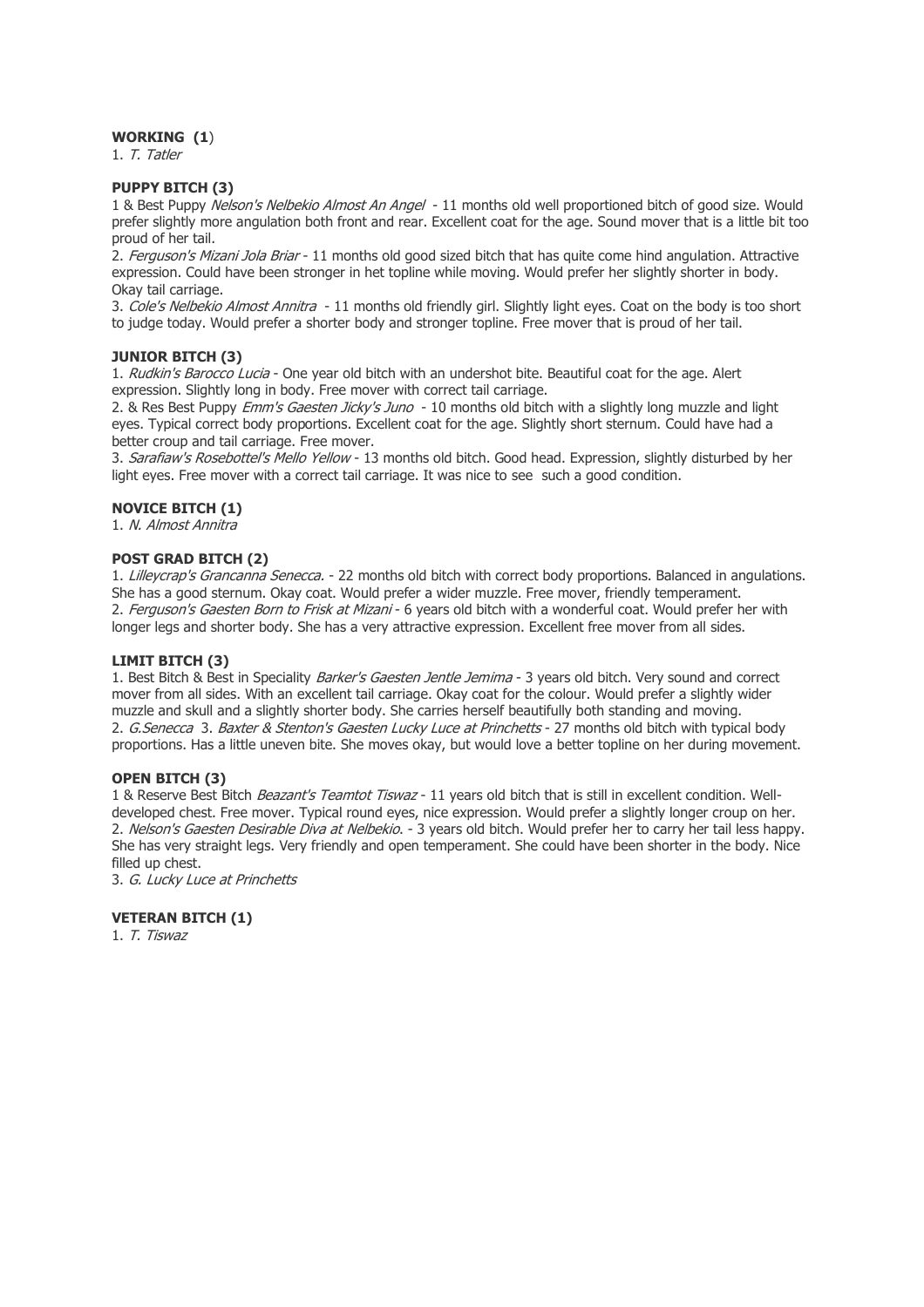**WORKING (1**)

1. *T. Tatler*

**PUPPY BITCH (3)**

1 & Best Puppy *Nelson's Nelbekio Almost An Angel* - 11 months old well proportioned bitch of good size. Would prefer slightly more angulation both front and rear. Excellent coat for the age. Sound mover that is a little bit too proud of her tail.

2. *Ferguson's Mizani Jola Briar* - 11 months old good sized bitch that has quite come hind angulation. Attractive expression. Could have been stronger in het topline while moving. Would prefer her slightly shorter in body. Okay tail carriage.

3. *Cole's Nelbekio Almost Annitra* - 11 months old friendly girl. Slightly light eyes. Coat on the body is too short to judge today. Would prefer a shorter body and stronger topline. Free mover that is proud of her tail.

**JUNIOR BITCH (3)**

1. *Rudkin's Barocco Lucia* - One year old bitch with an undershot bite. Beautiful coat for the age. Alert expression. Slightly long in body. Free mover with correct tail carriage.

2. & Res Best Puppy *Emm's Gaesten Jicky's Juno* - 10 months old bitch with a slightly long muzzle and light eyes. Typical correct body proportions. Excellent coat for the age. Slightly short sternum. Could have had a better croup and tail carriage. Free mover.

3. *Sarafiaw's Rosebottel's Mello Yellow* - 13 months old bitch. Good head. Expression, slightly disturbed by her light eyes. Free mover with a correct tail carriage. It was nice to see such a good condition.

**NOVICE BITCH (1)**

1. *N. Almost Annitra*

**POST GRAD BITCH (2)**

1. *Lilleycrap's Grancanna Senecca.* - 22 months old bitch with correct body proportions. Balanced in angulations. She has a good sternum. Okay coat. Would prefer a wider muzzle. Free mover, friendly temperament.

2. *Ferguson's Gaesten Born to Frisk at Mizani* - 6 years old bitch with a wonderful coat. Would prefer her with longer legs and shorter body. She has a very attractive expression. Excellent free mover from all sides.

**LIMIT BITCH (3)**

1. Best Bitch & Best in Speciality *Barker's Gaesten Jentle Jemima* - 3 years old bitch. Very sound and correct mover from all sides. With an excellent tail carriage. Okay coat for the colour. Would prefer a slightly wider muzzle and skull and a slightly shorter body. She carries herself beautifully both standing and moving.

2. *G.Senecca* 3. *Baxter & Stenton's Gaesten Lucky Luce at Princhetts* - 27 months old bitch with typical body proportions. Has a little uneven bite. She moves okay, but would love a better topline on her during movement.

**OPEN BITCH (3)**

1 & Reserve Best Bitch *Beazant's Teamtot Tiswaz* - 11 years old bitch that is still in excellent condition. Well-developed chest. Free mover. Typical round eyes, nice expression. Would prefer a slightly longer croup on her.

2. *Nelson's Gaesten Desirable Diva at Nelbekio.* - 3 years old bitch. Would prefer her to carry her tail less happy. She has very straight legs. Very friendly and open temperament. She could have been shorter in the body. Nice filled up chest.

3. *G. Lucky Luce at Princhetts*

**VETERAN BITCH (1)**

1. *T. Tiswaz*